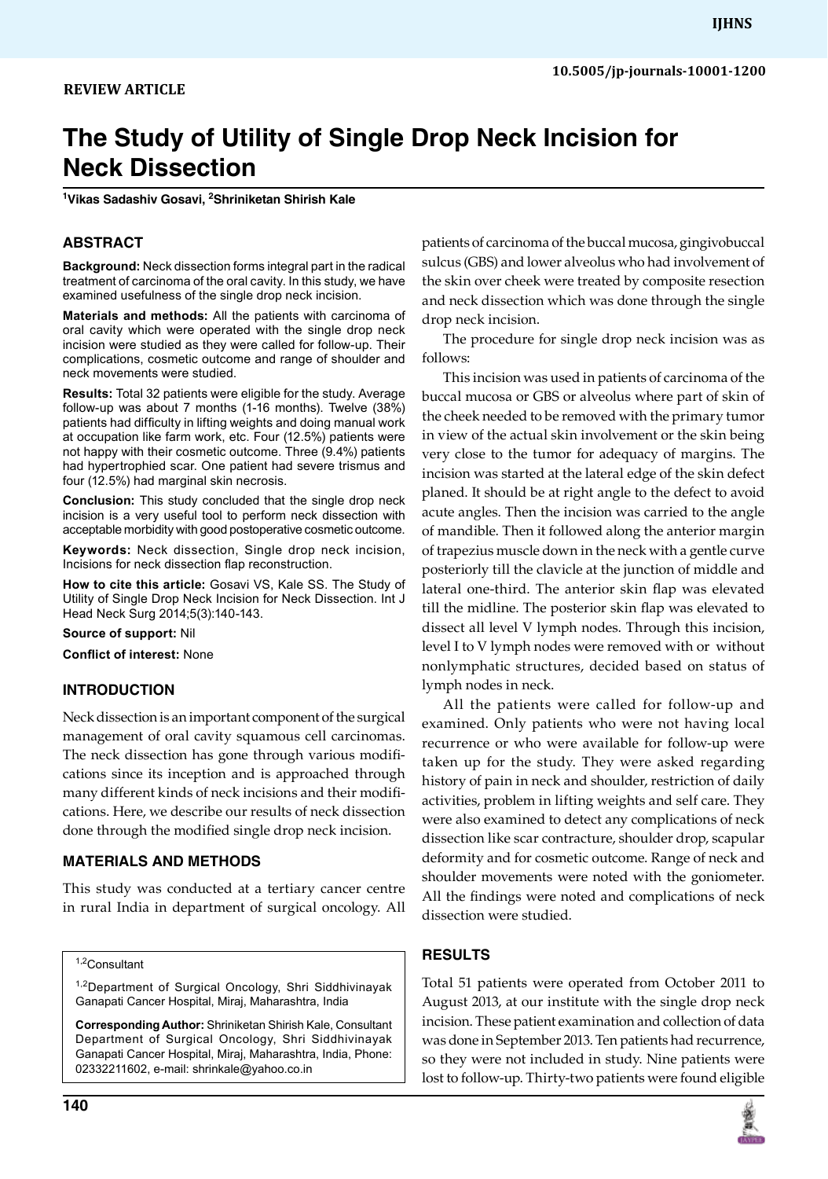**REVIEW ARTICLE**

10.5005/jp-journals-10001-1200

# The Study of Utility of Single Drop Neck Incision for Neck Dissection

[1]Vikas Sadashiv Gosavi, [2]Shriniketan Shirish Kale

## ABSTRACT

**Background:** Neck dissection forms integral part in the radical treatment of carcinoma of the oral cavity. In this study, we have examined usefulness of the single drop neck incision.

**Materials and methods:** All the patients with carcinoma of oral cavity which were operated with the single drop neck incision were studied as they were called for follow-up. Their complications, cosmetic outcome and range of shoulder and neck movements were studied.

**Results:** Total 32 patients were eligible for the study. Average follow-up was about 7 months (1-16 months). Twelve (38%) patients had difficulty in lifting weights and doing manual work at occupation like farm work, etc. Four (12.5%) patients were not happy with their cosmetic outcome. Three (9.4%) patients had hypertrophied scar. One patient had severe trismus and four (12.5%) had marginal skin necrosis.

**Conclusion:** This study concluded that the single drop neck incision is a very useful tool to perform neck dissection with acceptable morbidity with good postoperative cosmetic outcome.

**Keywords:** Neck dissection, Single drop neck incision, Incisions for neck dissection flap reconstruction.

**How to cite this article:** Gosavi VS, Kale SS. The Study of Utility of Single Drop Neck Incision for Neck Dissection. Int J Head Neck Surg 2014;5(3):140-143.

**Source of support:** Nil

**Conflict of interest:** None

## INTRODUCTION

Neck dissection is an important component of the surgical management of oral cavity squamous cell carcinomas. The neck dissection has gone through various modifications since its inception and is approached through many different kinds of neck incisions and their modifications. Here, we describe our results of neck dissection done through the modified single drop neck incision.

## MATERIALS AND METHODS

This study was conducted at a tertiary cancer centre in rural India in department of surgical oncology. All patients of carcinoma of the buccal mucosa, gingivobuccal sulcus (GBS) and lower alveolus who had involvement of the skin over cheek were treated by composite resection and neck dissection which was done through the single drop neck incision.

The procedure for single drop neck incision was as follows:

This incision was used in patients of carcinoma of the buccal mucosa or GBS or alveolus where part of skin of the cheek needed to be removed with the primary tumor in view of the actual skin involvement or the skin being very close to the tumor for adequacy of margins. The incision was started at the lateral edge of the skin defect planed. It should be at right angle to the defect to avoid acute angles. Then the incision was carried to the angle of mandible. Then it followed along the anterior margin of trapezius muscle down in the neck with a gentle curve posteriorly till the clavicle at the junction of middle and lateral one-third. The anterior skin flap was elevated till the midline. The posterior skin flap was elevated to dissect all level V lymph nodes. Through this incision, level I to V lymph nodes were removed with or without nonlymphatic structures, decided based on status of lymph nodes in neck.

All the patients were called for follow-up and examined. Only patients who were not having local recurrence or who were available for follow-up were taken up for the study. They were asked regarding history of pain in neck and shoulder, restriction of daily activities, problem in lifting weights and self care. They were also examined to detect any complications of neck dissection like scar contracture, shoulder drop, scapular deformity and for cosmetic outcome. Range of neck and shoulder movements were noted with the goniometer. All the findings were noted and complications of neck dissection were studied.

## RESULTS

Total 51 patients were operated from October 2011 to August 2013, at our institute with the single drop neck incision. These patient examination and collection of data was done in September 2013. Ten patients had recurrence, so they were not included in study. Nine patients were lost to follow-up. Thirty-two patients were found eligible

[1,2]Consultant

[1,2]Department of Surgical Oncology, Shri Siddhivinayak Ganapati Cancer Hospital, Miraj, Maharashtra, India

**Corresponding Author:** Shriniketan Shirish Kale, Consultant Department of Surgical Oncology, Shri Siddhivinayak Ganapati Cancer Hospital, Miraj, Maharashtra, India, Phone: 02332211602, e-mail: shrinkale@yahoo.co.in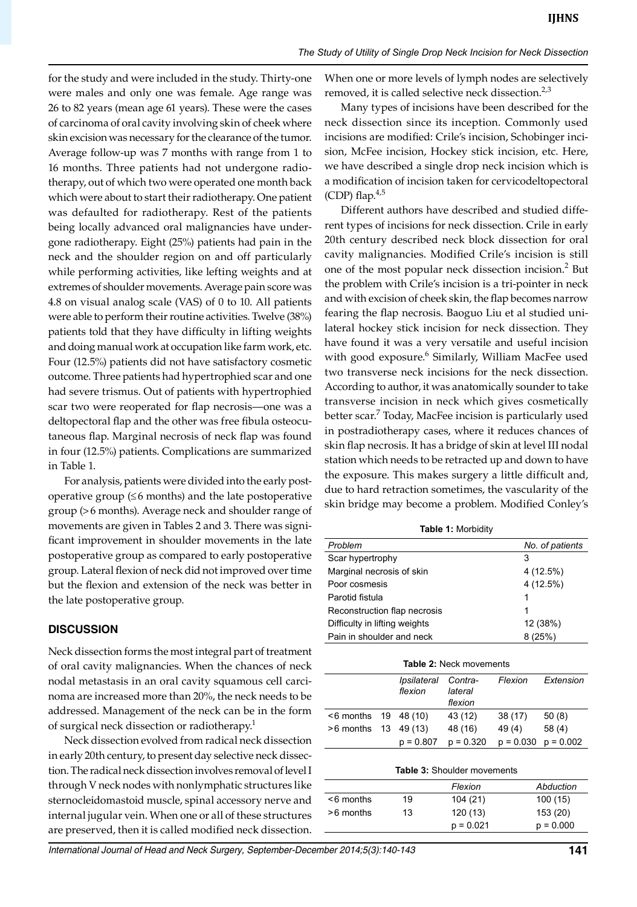for the study and were included in the study. Thirty-one were males and only one was female. Age range was 26 to 82 years (mean age 61 years). These were the cases of carcinoma of oral cavity involving skin of cheek where skin excision was necessary for the clearance of the tumor. Average follow-up was 7 months with range from 1 to 16 months. Three patients had not undergone radiotherapy, out of which two were operated one month back which were about to start their radiotherapy. One patient was defaulted for radiotherapy. Rest of the patients being locally advanced oral malignancies have undergone radiotherapy. Eight (25%) patients had pain in the neck and the shoulder region on and off particularly while performing activities, like lefting weights and at extremes of shoulder movements. Average pain score was 4.8 on visual analog scale (VAS) of 0 to 10. All patients were able to perform their routine activities. Twelve (38%) patients told that they have difficulty in lifting weights and doing manual work at occupation like farm work, etc. Four (12.5%) patients did not have satisfactory cosmetic outcome. Three patients had hypertrophied scar and one had severe trismus. Out of patients with hypertrophied scar two were reoperated for flap necrosis—one was a deltopectoral flap and the other was free fibula osteocutaneous flap. Marginal necrosis of neck flap was found in four (12.5%) patients. Complications are summarized in Table 1.

For analysis, patients were divided into the early postoperative group (≤6 months) and the late postoperative group (>6 months). Average neck and shoulder range of movements are given in Tables 2 and 3. There was significant improvement in shoulder movements in the late postoperative group as compared to early postoperative group. Lateral flexion of neck did not improved over time but the flexion and extension of the neck was better in the late postoperative group.

## DISCUSSION

Neck dissection forms the most integral part of treatment of oral cavity malignancies. When the chances of neck nodal metastasis in an oral cavity squamous cell carcinoma are increased more than 20%, the neck needs to be addressed. Management of the neck can be in the form of surgical neck dissection or radiotherapy.[1]

Neck dissection evolved from radical neck dissection in early 20th century, to present day selective neck dissection. The radical neck dissection involves removal of level I through V neck nodes with nonlymphatic structures like sternocleidomastoid muscle, spinal accessory nerve and internal jugular vein. When one or all of these structures are preserved, then it is called modified neck dissection. When one or more levels of lymph nodes are selectively removed, it is called selective neck dissection.[2,3]

Many types of incisions have been described for the neck dissection since its inception. Commonly used incisions are modified: Crile's incision, Schobinger incision, McFee incision, Hockey stick incision, etc. Here, we have described a single drop neck incision which is a modification of incision taken for cervicodeltopectoral (CDP) flap.[4,5]

Different authors have described and studied different types of incisions for neck dissection. Crile in early 20th century described neck block dissection for oral cavity malignancies. Modified Crile's incision is still one of the most popular neck dissection incision.[2] But the problem with Crile's incision is a tri-pointer in neck and with excision of cheek skin, the flap becomes narrow fearing the flap necrosis. Baoguo Liu et al studied unilateral hockey stick incision for neck dissection. They have found it was a very versatile and useful incision with good exposure.[6] Similarly, William MacFee used two transverse neck incisions for the neck dissection. According to author, it was anatomically sounder to take transverse incision in neck which gives cosmetically better scar.[7] Today, MacFee incision is particularly used in postradiotherapy cases, where it reduces chances of skin flap necrosis. It has a bridge of skin at level III nodal station which needs to be retracted up and down to have the exposure. This makes surgery a little difficult and, due to hard retraction sometimes, the vascularity of the skin bridge may become a problem. Modified Conley's

**Table 1:** Morbidity

| Problem | No. of patients |
|---|---|
| Scar hypertrophy | 3 |
| Marginal necrosis of skin | 4 (12.5%) |
| Poor cosmesis | 4 (12.5%) |
| Parotid fistula | 1 |
| Reconstruction flap necrosis | 1 |
| Difficulty in lifting weights | 12 (38%) |
| Pain in shoulder and neck | 8 (25%) |

**Table 2:** Neck movements

| | | Ipsilateral flexion | Contra-lateral flexion | Flexion | Extension |
|---|---|---|---|---|---|
| <6 months | 19 | 48 (10) | 43 (12) | 38 (17) | 50 (8) |
| >6 months | 13 | 49 (13) | 48 (16) | 49 (4) | 58 (4) |
| | | p = 0.807 | p = 0.320 | p = 0.030 | p = 0.002 |

**Table 3:** Shoulder movements

| | | Flexion | Abduction |
|---|---|---|---|
| <6 months | 19 | 104 (21) | 100 (15) |
| >6 months | 13 | 120 (13) | 153 (20) |
| | | p = 0.021 | p = 0.000 |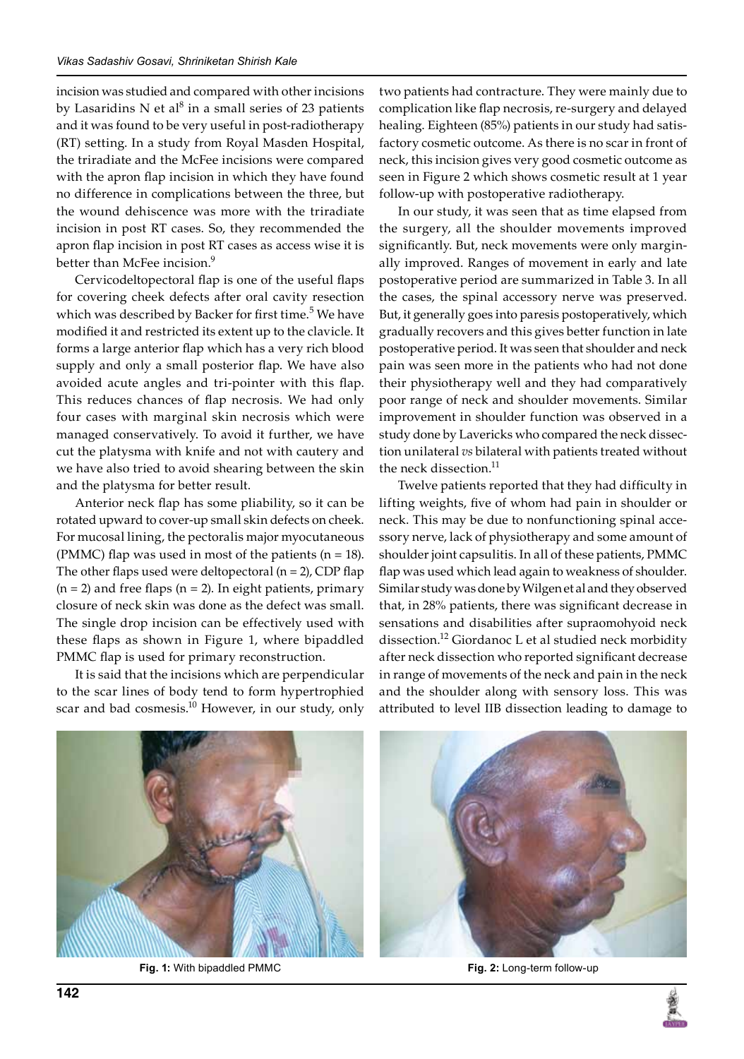incision was studied and compared with other incisions by Lasaridins N et al[8] in a small series of 23 patients and it was found to be very useful in post-radiotherapy (RT) setting. In a study from Royal Masden Hospital, the triradiate and the McFee incisions were compared with the apron flap incision in which they have found no difference in complications between the three, but the wound dehiscence was more with the triradiate incision in post RT cases. So, they recommended the apron flap incision in post RT cases as access wise it is better than McFee incision.[9]

Cervicodeltopectoral flap is one of the useful flaps for covering cheek defects after oral cavity resection which was described by Backer for first time.[5] We have modified it and restricted its extent up to the clavicle. It forms a large anterior flap which has a very rich blood supply and only a small posterior flap. We have also avoided acute angles and tri-pointer with this flap. This reduces chances of flap necrosis. We had only four cases with marginal skin necrosis which were managed conservatively. To avoid it further, we have cut the platysma with knife and not with cautery and we have also tried to avoid shearing between the skin and the platysma for better result.

Anterior neck flap has some pliability, so it can be rotated upward to cover-up small skin defects on cheek. For mucosal lining, the pectoralis major myocutaneous (PMMC) flap was used in most of the patients (n = 18). The other flaps used were deltopectoral (n = 2), CDP flap (n = 2) and free flaps (n = 2). In eight patients, primary closure of neck skin was done as the defect was small. The single drop incision can be effectively used with these flaps as shown in Figure 1, where bipaddled PMMC flap is used for primary reconstruction.

It is said that the incisions which are perpendicular to the scar lines of body tend to form hypertrophied scar and bad cosmesis.[10] However, in our study, only two patients had contracture. They were mainly due to complication like flap necrosis, re-surgery and delayed healing. Eighteen (85%) patients in our study had satisfactory cosmetic outcome. As there is no scar in front of neck, this incision gives very good cosmetic outcome as seen in Figure 2 which shows cosmetic result at 1 year follow-up with postoperative radiotherapy.

In our study, it was seen that as time elapsed from the surgery, all the shoulder movements improved significantly. But, neck movements were only marginally improved. Ranges of movement in early and late postoperative period are summarized in Table 3. In all the cases, the spinal accessory nerve was preserved. But, it generally goes into paresis postoperatively, which gradually recovers and this gives better function in late postoperative period. It was seen that shoulder and neck pain was seen more in the patients who had not done their physiotherapy well and they had comparatively poor range of neck and shoulder movements. Similar improvement in shoulder function was observed in a study done by Lavericks who compared the neck dissection unilateral *vs* bilateral with patients treated without the neck dissection.[11]

Twelve patients reported that they had difficulty in lifting weights, five of whom had pain in shoulder or neck. This may be due to nonfunctioning spinal accessory nerve, lack of physiotherapy and some amount of shoulder joint capsulitis. In all of these patients, PMMC flap was used which lead again to weakness of shoulder. Similar study was done by Wilgen et al and they observed that, in 28% patients, there was significant decrease in sensations and disabilities after supraomohyoid neck dissection.[12] Giordanoc L et al studied neck morbidity after neck dissection who reported significant decrease in range of movements of the neck and pain in the neck and the shoulder along with sensory loss. This was attributed to level IIB dissection leading to damage to

**Fig. 1:** With bipaddled PMMC

**Fig. 2:** Long-term follow-up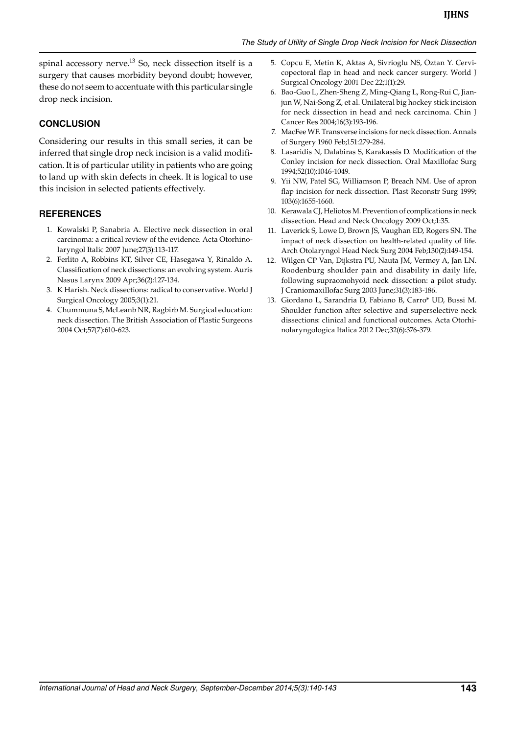spinal accessory nerve.[13] So, neck dissection itself is a surgery that causes morbidity beyond doubt; however, these do not seem to accentuate with this particular single drop neck incision.

## CONCLUSION

Considering our results in this small series, it can be inferred that single drop neck incision is a valid modification. It is of particular utility in patients who are going to land up with skin defects in cheek. It is logical to use this incision in selected patients effectively.

## REFERENCES

1. Kowalski P, Sanabria A. Elective neck dissection in oral carcinoma: a critical review of the evidence. Acta Otorhinolaryngol Italic 2007 June;27(3):113-117.
2. Ferlito A, Robbins KT, Silver CE, Hasegawa Y, Rinaldo A. Classification of neck dissections: an evolving system. Auris Nasus Larynx 2009 Apr;36(2):127-134.
3. K Harish. Neck dissections: radical to conservative. World J Surgical Oncology 2005;3(1):21.
4. Chummuna S, McLeanb NR, Ragbirb M. Surgical education: neck dissection. The British Association of Plastic Surgeons 2004 Oct;57(7):610-623.
5. Copcu E, Metin K, Aktas A, Sivrioglu NS, Öztan Y. Cervicopectoral flap in head and neck cancer surgery. World J Surgical Oncology 2001 Dec 22;1(1):29.
6. Bao-Guo L, Zhen-Sheng Z, Ming-Qiang L, Rong-Rui C, Jianjun W, Nai-Song Z, et al. Unilateral big hockey stick incision for neck dissection in head and neck carcinoma. Chin J Cancer Res 2004;16(3):193-196.
7. MacFee WF. Transverse incisions for neck dissection. Annals of Surgery 1960 Feb;151:279-284.
8. Lasaridis N, Dalabiras S, Karakassis D. Modification of the Conley incision for neck dissection. Oral Maxillofac Surg 1994;52(10):1046-1049.
9. Yii NW, Patel SG, Williamson P, Breach NM. Use of apron flap incision for neck dissection. Plast Reconstr Surg 1999; 103(6):1655-1660.
10. Kerawala CJ, Heliotos M. Prevention of complications in neck dissection. Head and Neck Oncology 2009 Oct;1:35.
11. Laverick S, Lowe D, Brown JS, Vaughan ED, Rogers SN. The impact of neck dissection on health-related quality of life. Arch Otolaryngol Head Neck Surg 2004 Feb;130(2):149-154.
12. Wilgen CP Van, Dijkstra PU, Nauta JM, Vermey A, Jan LN. Roodenburg shoulder pain and disability in daily life, following supraomohyoid neck dissection: a pilot study. J Craniomaxillofac Surg 2003 June;31(3):183-186.
13. Giordano L, Sarandria D, Fabiano B, Carro* UD, Bussi M. Shoulder function after selective and superselective neck dissections: clinical and functional outcomes. Acta Otorhinolaryngologica Italica 2012 Dec;32(6):376-379.